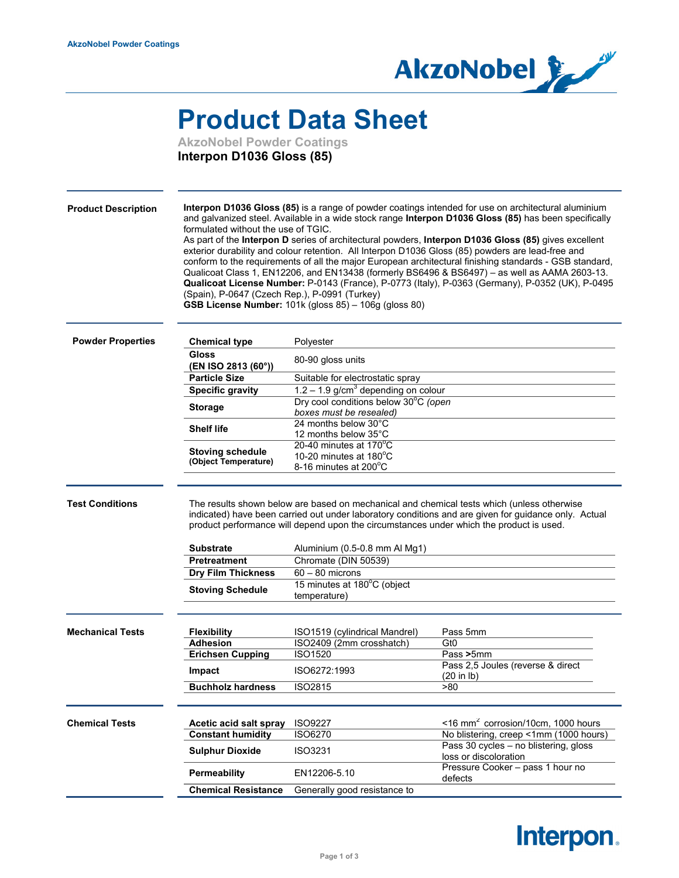AkzoNobel Powder Coatings

# Product Data Sheet

**AkzoNobel Powder Coatings**

**Interpon D1036 Gloss (85)**

## Product Description

**Interpon D1036 Gloss (85)** is a range of powder coatings intended for use on architectural aluminium and galvanized steel. Available in a wide stock range **Interpon D1036 Gloss (85)** has been specifically formulated without the use of TGIC.

As part of the **Interpon D** series of architectural powders, **Interpon D1036 Gloss (85)** gives excellent exterior durability and colour retention. All Interpon D1036 Gloss (85) powders are lead-free and conform to the requirements of all the major European architectural finishing standards - GSB standard, Qualicoat Class 1, EN12206, and EN13438 (formerly BS6496 & BS6497) – as well as AAMA 2603-13.

**Qualicoat License Number:** P-0143 (France), P-0773 (Italy), P-0363 (Germany), P-0352 (UK), P-0495 (Spain), P-0647 (Czech Rep.), P-0991 (Turkey)

**GSB License Number:** 101k (gloss 85) – 106g (gloss 80)

## Powder Properties

| | |
|---|---|
| **Chemical type** | Polyester |
| **Gloss (EN ISO 2813 (60°))** | 80-90 gloss units |
| **Particle Size** | Suitable for electrostatic spray |
| **Specific gravity** | 1.2 – 1.9 g/cm$^3$ depending on colour |
| **Storage** | Dry cool conditions below 30°C *(open boxes must be resealed)* |
| **Shelf life** | 24 months below 30°C<br>12 months below 35°C |
| **Stoving schedule (Object Temperature)** | 20-40 minutes at 170°C<br>10-20 minutes at 180°C<br>8-16 minutes at 200°C |

## Test Conditions

The results shown below are based on mechanical and chemical tests which (unless otherwise indicated) have been carried out under laboratory conditions and are given for guidance only. Actual product performance will depend upon the circumstances under which the product is used.

| | |
|---|---|
| **Substrate** | Aluminium (0.5-0.8 mm Al Mg1) |
| **Pretreatment** | Chromate (DIN 50539) |
| **Dry Film Thickness** | 60 – 80 microns |
| **Stoving Schedule** | 15 minutes at 180°C (object temperature) |

## Mechanical Tests

| | | |
|---|---|---|
| **Flexibility** | ISO1519 (cylindrical Mandrel) | Pass 5mm |
| **Adhesion** | ISO2409 (2mm crosshatch) | Gt0 |
| **Erichsen Cupping** | ISO1520 | Pass **>**5mm |
| **Impact** | ISO6272:1993 | Pass 2,5 Joules (reverse & direct (20 in lb) |
| **Buchholz hardness** | ISO2815 | >80 |

## Chemical Tests

| | | |
|---|---|---|
| **Acetic acid salt spray** | ISO9227 | <16 mm$^2$ corrosion/10cm, 1000 hours |
| **Constant humidity** | ISO6270 | No blistering, creep <1mm (1000 hours) |
| **Sulphur Dioxide** | ISO3231 | Pass 30 cycles – no blistering, gloss loss or discoloration |
| **Permeability** | EN12206-5.10 | Pressure Cooker – pass 1 hour no defects |
| **Chemical Resistance** | Generally good resistance to | |

Interpon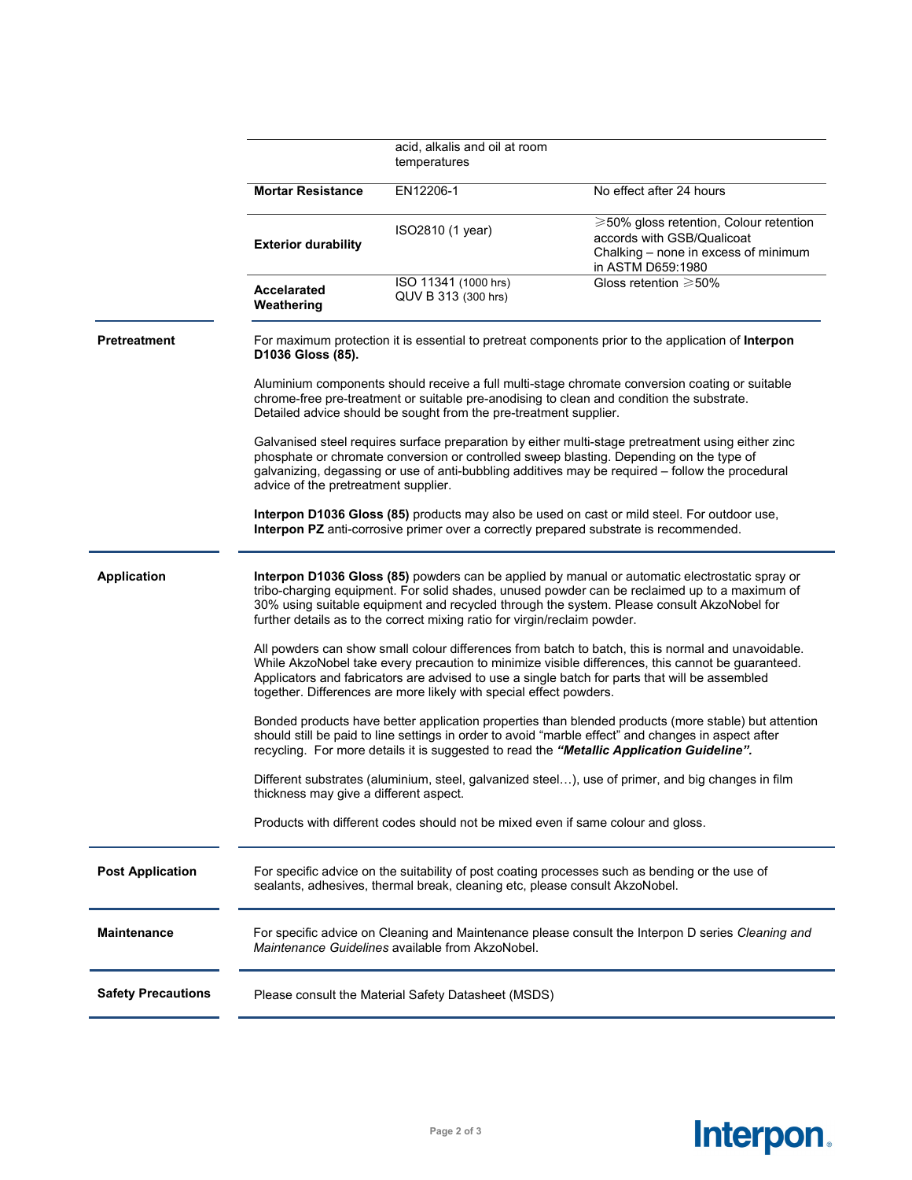| | | |
|---|---|---|
| | acid, alkalis and oil at room temperatures | |
| **Mortar Resistance** | EN12206-1 | No effect after 24 hours |
| **Exterior durability** | ISO2810 (1 year) | ⩾50% gloss retention, Colour retention accords with GSB/Qualicoat Chalking – none in excess of minimum in ASTM D659:1980 |
| **Accelarated Weathering** | ISO 11341 (1000 hrs) QUV B 313 (300 hrs) | Gloss retention ⩾50% |

**Pretreatment**

For maximum protection it is essential to pretreat components prior to the application of **Interpon D1036 Gloss (85).**

Aluminium components should receive a full multi-stage chromate conversion coating or suitable chrome-free pre-treatment or suitable pre-anodising to clean and condition the substrate. Detailed advice should be sought from the pre-treatment supplier.

Galvanised steel requires surface preparation by either multi-stage pretreatment using either zinc phosphate or chromate conversion or controlled sweep blasting. Depending on the type of galvanizing, degassing or use of anti-bubbling additives may be required – follow the procedural advice of the pretreatment supplier.

**Interpon D1036 Gloss (85)** products may also be used on cast or mild steel. For outdoor use, **Interpon PZ** anti-corrosive primer over a correctly prepared substrate is recommended.

**Application**

**Interpon D1036 Gloss (85)** powders can be applied by manual or automatic electrostatic spray or tribo-charging equipment. For solid shades, unused powder can be reclaimed up to a maximum of 30% using suitable equipment and recycled through the system. Please consult AkzoNobel for further details as to the correct mixing ratio for virgin/reclaim powder.

All powders can show small colour differences from batch to batch, this is normal and unavoidable. While AkzoNobel take every precaution to minimize visible differences, this cannot be guaranteed. Applicators and fabricators are advised to use a single batch for parts that will be assembled together. Differences are more likely with special effect powders.

Bonded products have better application properties than blended products (more stable) but attention should still be paid to line settings in order to avoid "marble effect" and changes in aspect after recycling. For more details it is suggested to read the ***"Metallic Application Guideline".***

Different substrates (aluminium, steel, galvanized steel…), use of primer, and big changes in film thickness may give a different aspect.

Products with different codes should not be mixed even if same colour and gloss.

**Post Application**

For specific advice on the suitability of post coating processes such as bending or the use of sealants, adhesives, thermal break, cleaning etc, please consult AkzoNobel.

**Maintenance**

For specific advice on Cleaning and Maintenance please consult the Interpon D series *Cleaning and Maintenance Guidelines* available from AkzoNobel.

**Safety Precautions**

Please consult the Material Safety Datasheet (MSDS)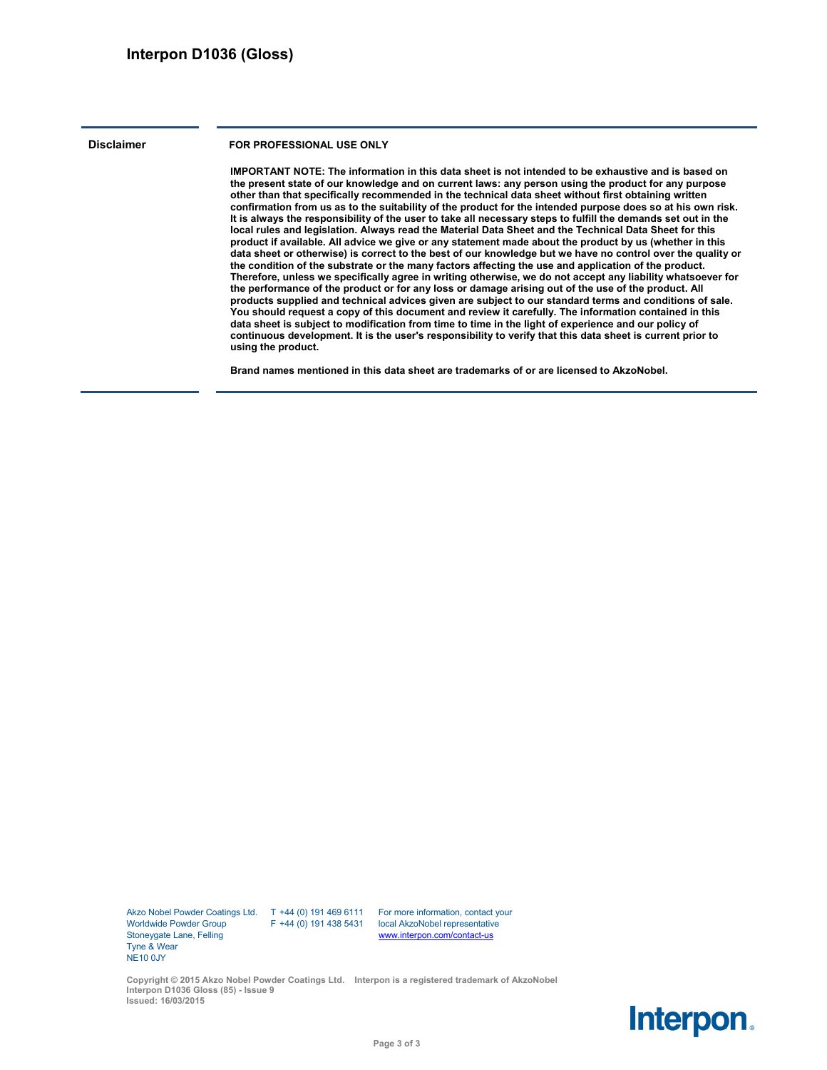## Disclaimer

**FOR PROFESSIONAL USE ONLY**

**IMPORTANT NOTE: The information in this data sheet is not intended to be exhaustive and is based on the present state of our knowledge and on current laws: any person using the product for any purpose other than that specifically recommended in the technical data sheet without first obtaining written confirmation from us as to the suitability of the product for the intended purpose does so at his own risk. It is always the responsibility of the user to take all necessary steps to fulfill the demands set out in the local rules and legislation. Always read the Material Data Sheet and the Technical Data Sheet for this product if available. All advice we give or any statement made about the product by us (whether in this data sheet or otherwise) is correct to the best of our knowledge but we have no control over the quality or the condition of the substrate or the many factors affecting the use and application of the product. Therefore, unless we specifically agree in writing otherwise, we do not accept any liability whatsoever for the performance of the product or for any loss or damage arising out of the use of the product. All products supplied and technical advices given are subject to our standard terms and conditions of sale. You should request a copy of this document and review it carefully. The information contained in this data sheet is subject to modification from time to time in the light of experience and our policy of continuous development. It is the user's responsibility to verify that this data sheet is current prior to using the product.**

**Brand names mentioned in this data sheet are trademarks of or are licensed to AkzoNobel.**

Akzo Nobel Powder Coatings Ltd.
Worldwide Powder Group
Stoneygate Lane, Felling
Tyne & Wear
NE10 0JY

T +44 (0) 191 469 6111
F +44 (0) 191 438 5431

For more information, contact your local AkzoNobel representative
www.interpon.com/contact-us

**Copyright © 2015 Akzo Nobel Powder Coatings Ltd. Interpon is a registered trademark of AkzoNobel**
**Interpon D1036 Gloss (85) - Issue 9**
**Issued: 16/03/2015**